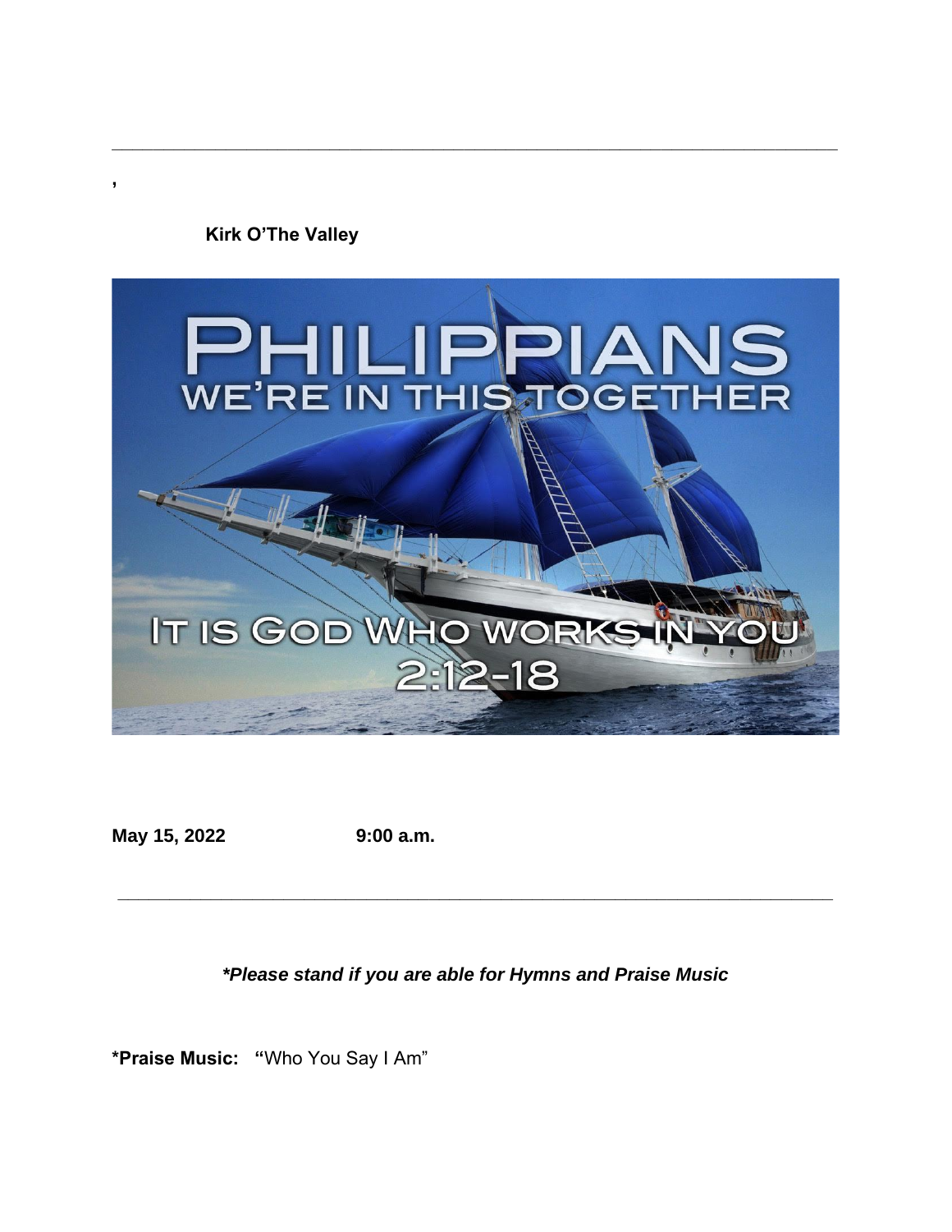,

**Kirk O'The Valley**

PHILIPPIANS
WE'RE IN THIS TOGETHER

IT IS GOD WHO WORKS IN YOU
2:12-18

**May 15, 2022** **9:00 a.m.**

***Please stand if you are able for Hymns and Praise Music***

***Praise Music:** **"**Who You Say I Am"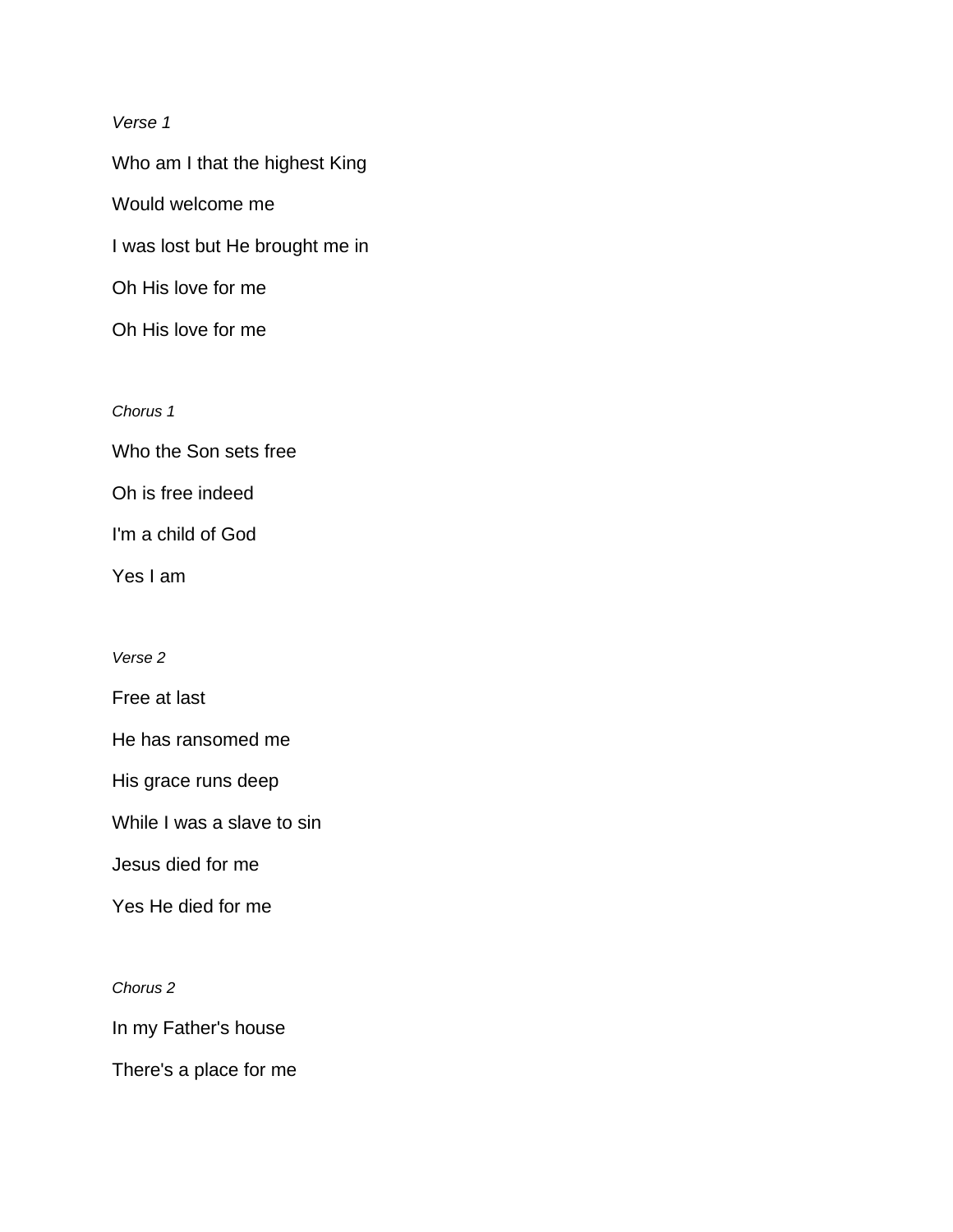*Verse 1*

Who am I that the highest King

Would welcome me

I was lost but He brought me in

Oh His love for me

Oh His love for me

*Chorus 1*

Who the Son sets free

Oh is free indeed

I'm a child of God

Yes I am

*Verse 2*

Free at last

He has ransomed me

His grace runs deep

While I was a slave to sin

Jesus died for me

Yes He died for me

*Chorus 2*

In my Father's house

There's a place for me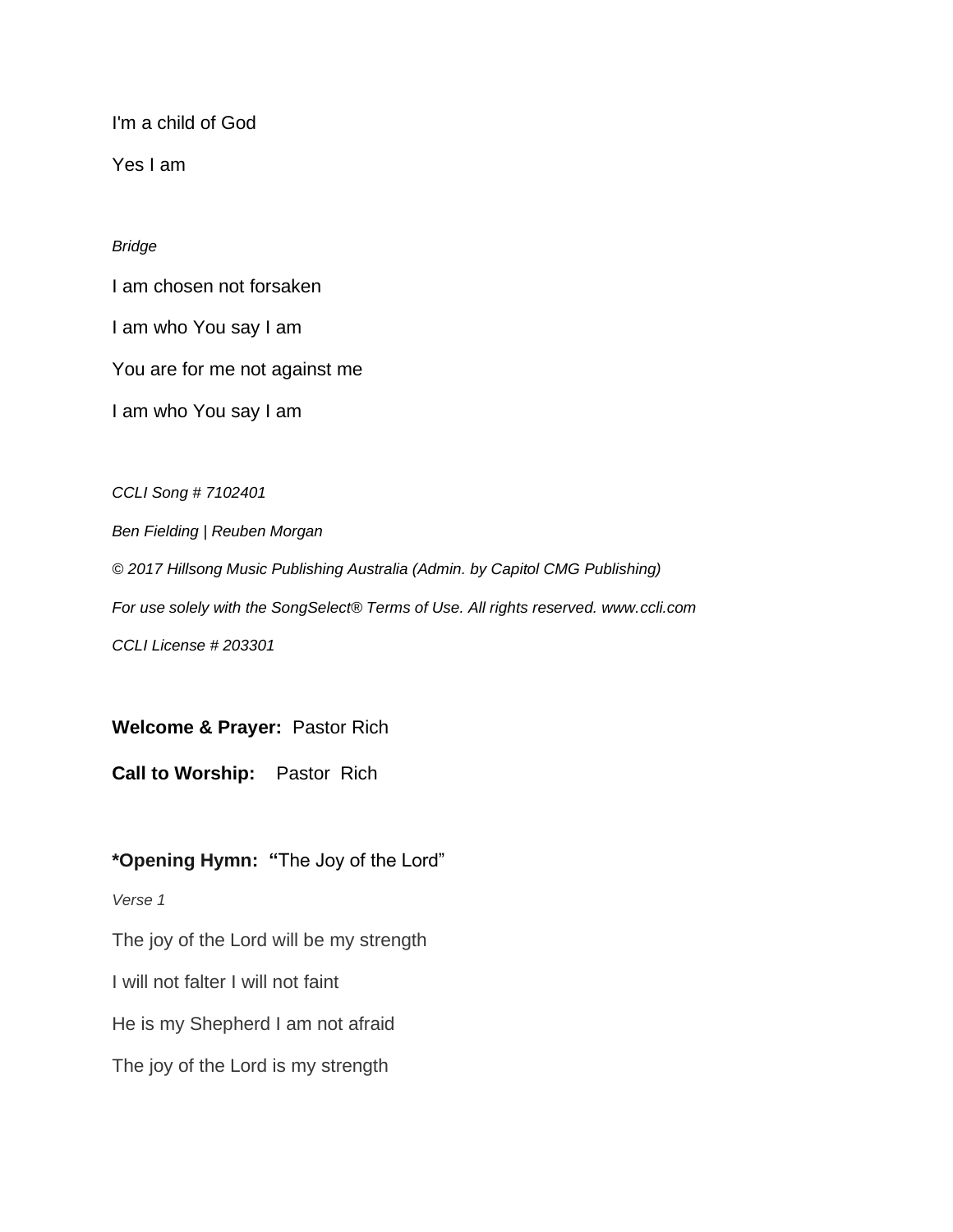I'm a child of God

Yes I am

*Bridge*

I am chosen not forsaken

I am who You say I am

You are for me not against me

I am who You say I am

*CCLI Song # 7102401*

*Ben Fielding | Reuben Morgan*

*© 2017 Hillsong Music Publishing Australia (Admin. by Capitol CMG Publishing)*

*For use solely with the SongSelect® Terms of Use. All rights reserved. www.ccli.com*

*CCLI License # 203301*

**Welcome & Prayer:** Pastor Rich

**Call to Worship:** Pastor Rich

**\*Opening Hymn: "**The Joy of the Lord"

*Verse 1*

The joy of the Lord will be my strength

I will not falter I will not faint

He is my Shepherd I am not afraid

The joy of the Lord is my strength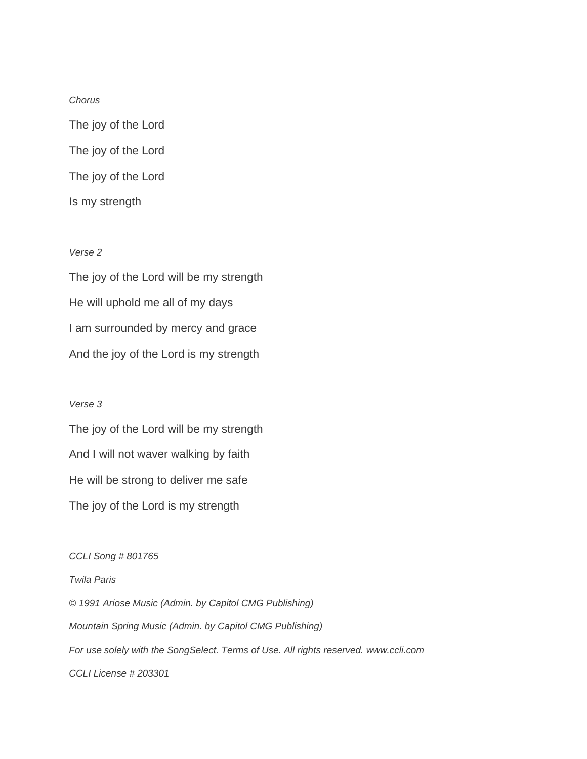*Chorus*

The joy of the Lord

The joy of the Lord

The joy of the Lord

Is my strength

*Verse 2*

The joy of the Lord will be my strength

He will uphold me all of my days

I am surrounded by mercy and grace

And the joy of the Lord is my strength

*Verse 3*

The joy of the Lord will be my strength

And I will not waver walking by faith

He will be strong to deliver me safe

The joy of the Lord is my strength

*CCLI Song # 801765*

*Twila Paris*

*© 1991 Ariose Music (Admin. by Capitol CMG Publishing)*

*Mountain Spring Music (Admin. by Capitol CMG Publishing)*

*For use solely with the SongSelect. Terms of Use. All rights reserved. www.ccli.com*

*CCLI License # 203301*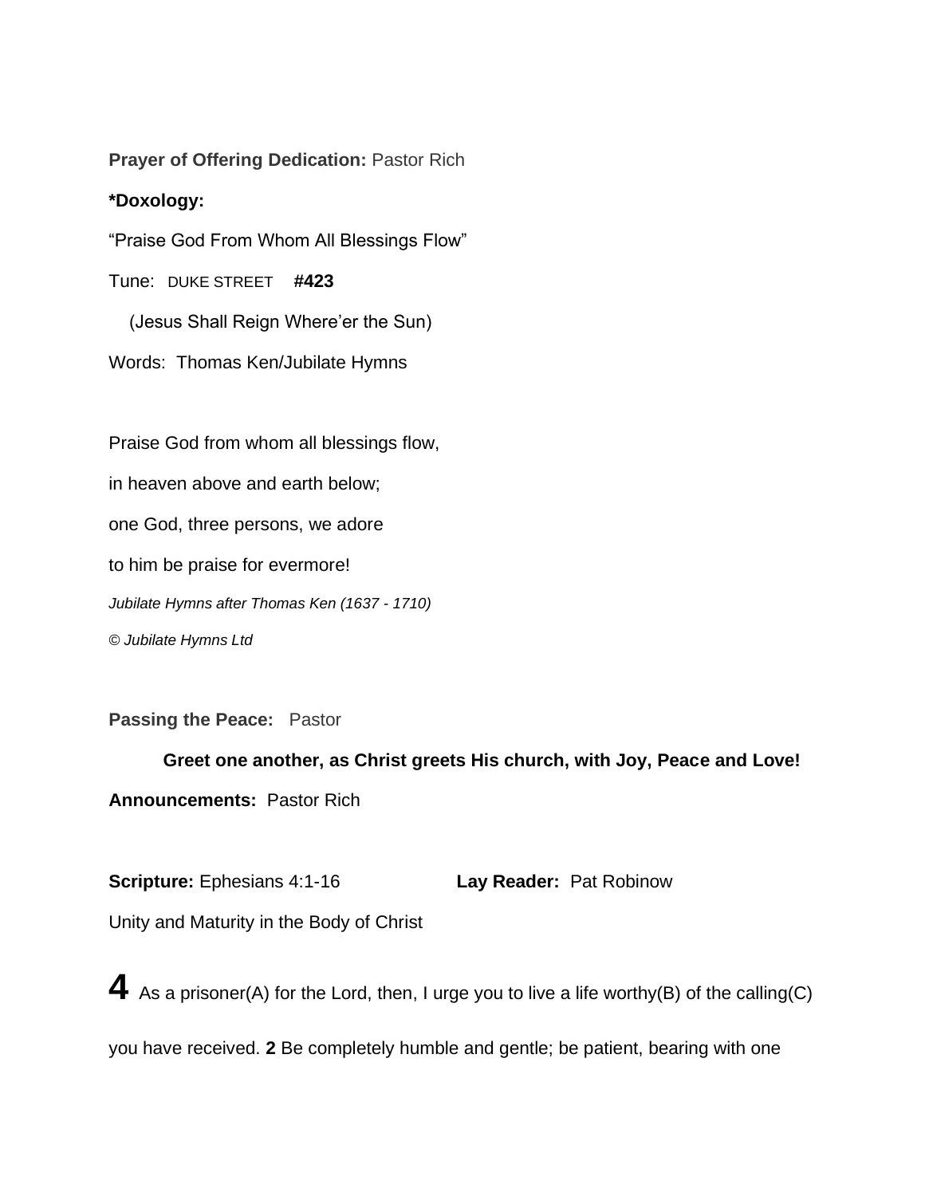**Prayer of Offering Dedication:** Pastor Rich

***Doxology:**

“Praise God From Whom All Blessings Flow”

Tune: DUKE STREET **#423**

(Jesus Shall Reign Where’er the Sun)

Words: Thomas Ken/Jubilate Hymns

Praise God from whom all blessings flow,

in heaven above and earth below;

one God, three persons, we adore

to him be praise for evermore!

*Jubilate Hymns after Thomas Ken (1637 - 1710)*

*© Jubilate Hymns Ltd*

**Passing the Peace:** Pastor

**Greet one another, as Christ greets His church, with Joy, Peace and Love!**

**Announcements:** Pastor Rich

**Scripture:** Ephesians 4:1-16 **Lay Reader:** Pat Robinow

Unity and Maturity in the Body of Christ

**4** As a prisoner(A) for the Lord, then, I urge you to live a life worthy(B) of the calling(C) you have received. **2** Be completely humble and gentle; be patient, bearing with one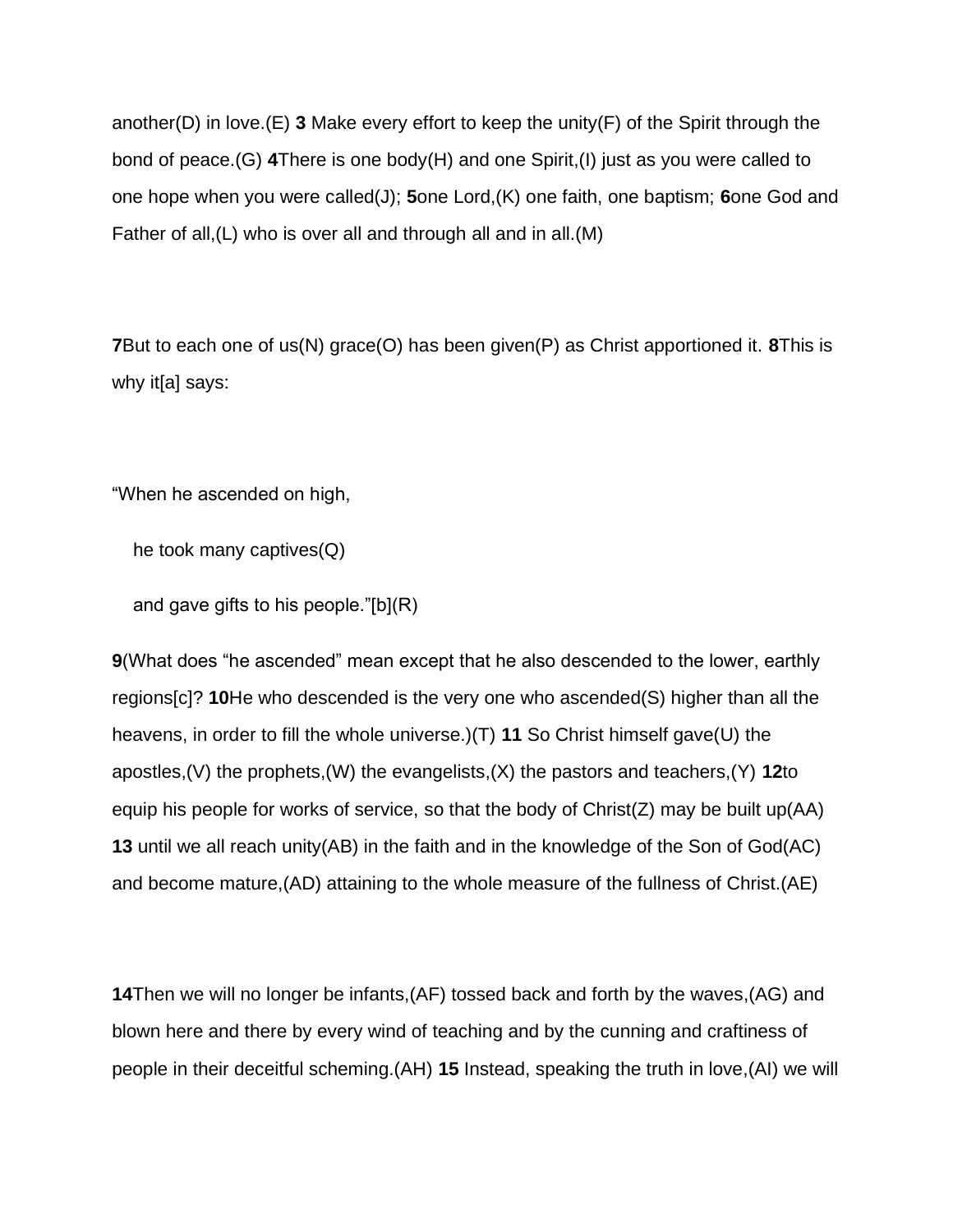another(D) in love.(E) **3** Make every effort to keep the unity(F) of the Spirit through the bond of peace.(G) **4**There is one body(H) and one Spirit,(I) just as you were called to one hope when you were called(J); **5**one Lord,(K) one faith, one baptism; **6**one God and Father of all,(L) who is over all and through all and in all.(M)

**7**But to each one of us(N) grace(O) has been given(P) as Christ apportioned it. **8**This is why it[a] says:

"When he ascended on high,

he took many captives(Q)

and gave gifts to his people."[b](R)

**9**(What does "he ascended" mean except that he also descended to the lower, earthly regions[c]? **10**He who descended is the very one who ascended(S) higher than all the heavens, in order to fill the whole universe.)(T) **11** So Christ himself gave(U) the apostles,(V) the prophets,(W) the evangelists,(X) the pastors and teachers,(Y) **12**to equip his people for works of service, so that the body of Christ(Z) may be built up(AA) **13** until we all reach unity(AB) in the faith and in the knowledge of the Son of God(AC) and become mature,(AD) attaining to the whole measure of the fullness of Christ.(AE)

**14**Then we will no longer be infants,(AF) tossed back and forth by the waves,(AG) and blown here and there by every wind of teaching and by the cunning and craftiness of people in their deceitful scheming.(AH) **15** Instead, speaking the truth in love,(AI) we will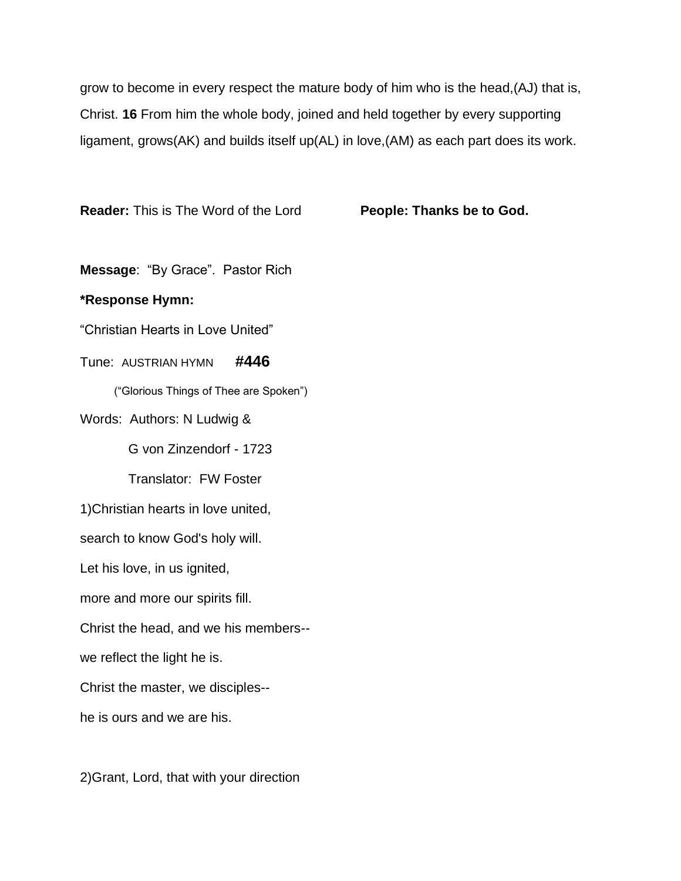grow to become in every respect the mature body of him who is the head,(AJ) that is, Christ. **16** From him the whole body, joined and held together by every supporting ligament, grows(AK) and builds itself up(AL) in love,(AM) as each part does its work.

**Reader:** This is The Word of the Lord **People: Thanks be to God.**

**Message**: "By Grace". Pastor Rich

**\*Response Hymn:**

"Christian Hearts in Love United"

Tune: AUSTRIAN HYMN **#446**

("Glorious Things of Thee are Spoken")

Words: Authors: N Ludwig &

G von Zinzendorf - 1723

Translator: FW Foster

1)Christian hearts in love united,

search to know God's holy will.

Let his love, in us ignited,

more and more our spirits fill.

Christ the head, and we his members--

we reflect the light he is.

Christ the master, we disciples--

he is ours and we are his.

2)Grant, Lord, that with your direction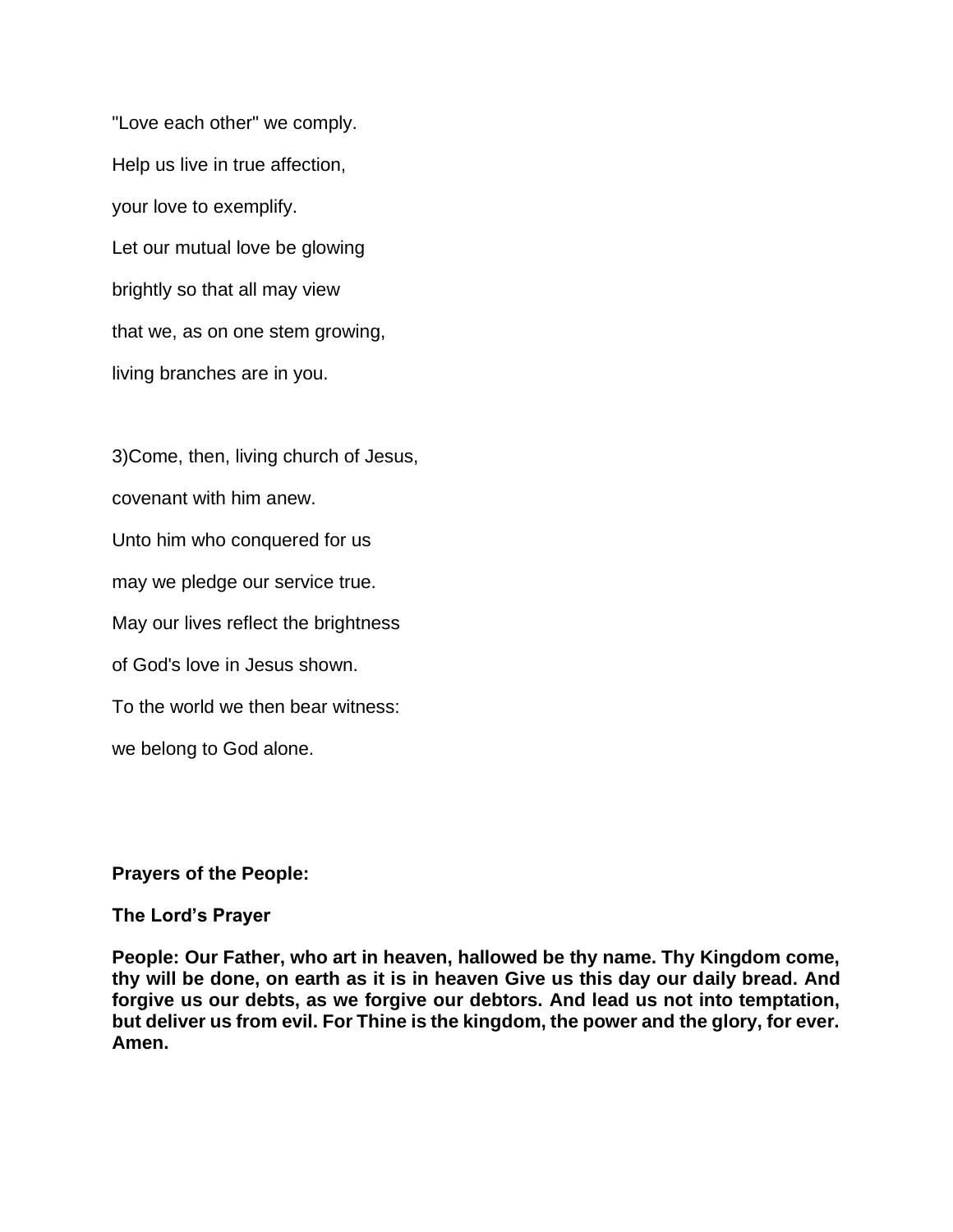"Love each other" we comply.

Help us live in true affection,

your love to exemplify.

Let our mutual love be glowing

brightly so that all may view

that we, as on one stem growing,

living branches are in you.

3)Come, then, living church of Jesus,

covenant with him anew.

Unto him who conquered for us

may we pledge our service true.

May our lives reflect the brightness

of God's love in Jesus shown.

To the world we then bear witness:

we belong to God alone.

**Prayers of the People:**

**The Lord's Prayer**

**People: Our Father, who art in heaven, hallowed be thy name. Thy Kingdom come, thy will be done, on earth as it is in heaven Give us this day our daily bread. And forgive us our debts, as we forgive our debtors. And lead us not into temptation, but deliver us from evil. For Thine is the kingdom, the power and the glory, for ever. Amen.**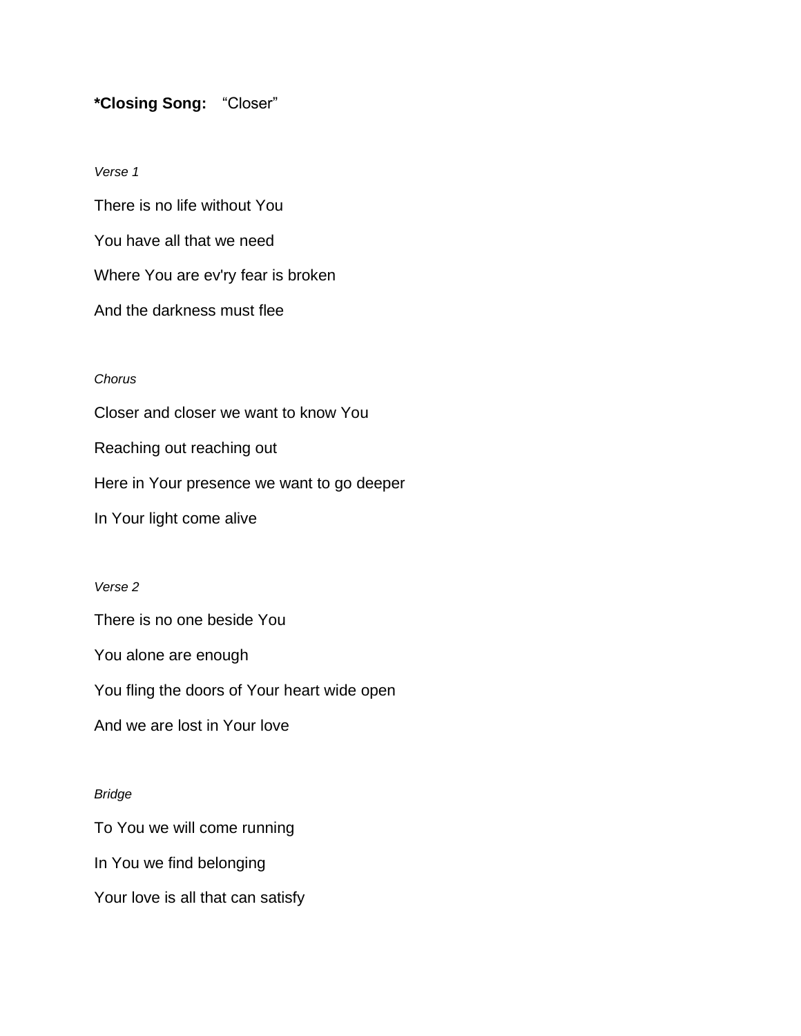**\*Closing Song:** “Closer”

*Verse 1*

There is no life without You

You have all that we need

Where You are ev'ry fear is broken

And the darkness must flee

*Chorus*

Closer and closer we want to know You

Reaching out reaching out

Here in Your presence we want to go deeper

In Your light come alive

*Verse 2*

There is no one beside You

You alone are enough

You fling the doors of Your heart wide open

And we are lost in Your love

*Bridge*

To You we will come running

In You we find belonging

Your love is all that can satisfy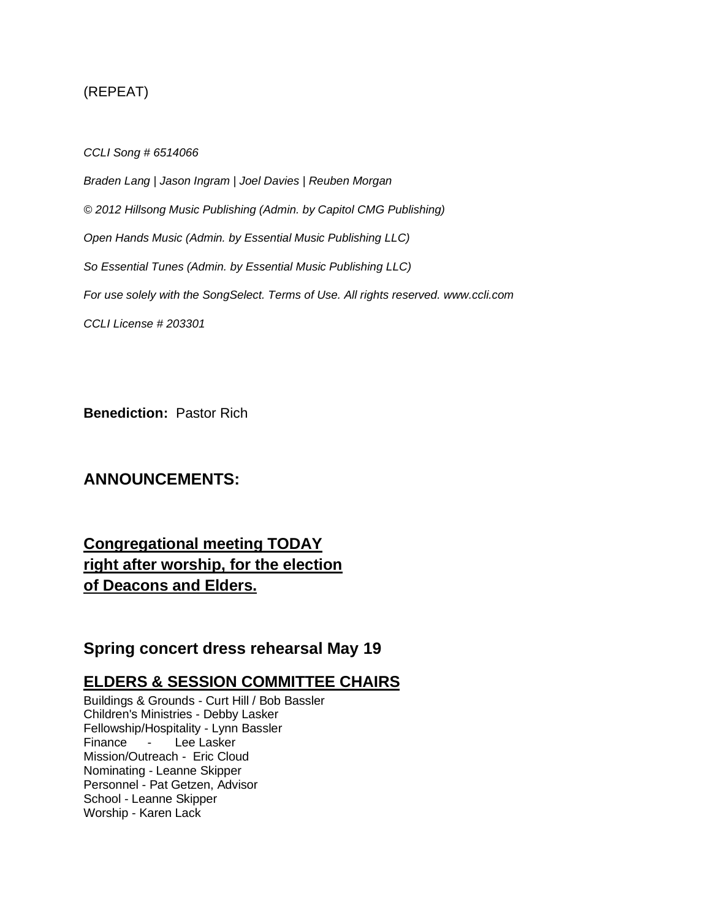(REPEAT)

*CCLI Song # 6514066*

*Braden Lang | Jason Ingram | Joel Davies | Reuben Morgan*

*© 2012 Hillsong Music Publishing (Admin. by Capitol CMG Publishing)*

*Open Hands Music (Admin. by Essential Music Publishing LLC)*

*So Essential Tunes (Admin. by Essential Music Publishing LLC)*

*For use solely with the SongSelect. Terms of Use. All rights reserved. www.ccli.com*

*CCLI License # 203301*

**Benediction:** Pastor Rich

## ANNOUNCEMENTS:

## <u>Congregational meeting TODAY right after worship, for the election of Deacons and Elders.</u>

## Spring concert dress rehearsal May 19

## <u>ELDERS & SESSION COMMITTEE CHAIRS</u>

Buildings & Grounds - Curt Hill / Bob Bassler
Children's Ministries - Debby Lasker
Fellowship/Hospitality - Lynn Bassler
Finance - Lee Lasker
Mission/Outreach - Eric Cloud
Nominating - Leanne Skipper
Personnel - Pat Getzen, Advisor
School - Leanne Skipper
Worship - Karen Lack